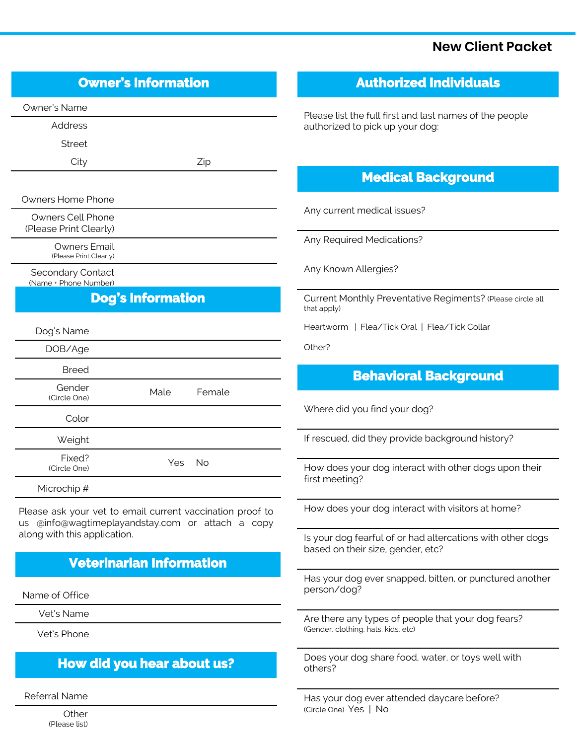# New Client Packet

## Owner's Information

Owner's Name

Address

Street

City Zip

Owners Home Phone

Owners Cell Phone
(Please Print Clearly)

Owners Email
(Please Print Clearly)

Secondary Contact
(Name + Phone Number)

## Dog's Information

Dog's Name

DOB/Age

Breed

Gender
(Circle One) Male Female

Color

Weight

Fixed?
(Circle One) Yes No

Microchip #

Please ask your vet to email current vaccination proof to us @info@wagtimeplayandstay.com or attach a copy along with this application.

## Veterinarian Information

Name of Office

Vet's Name

Vet's Phone

## How did you hear about us?

Referral Name

Other
(Please list)

## Authorized Individuals

Please list the full first and last names of the people authorized to pick up your dog:

## Medical Background

Any current medical issues?

Any Required Medications?

Any Known Allergies?

Current Monthly Preventative Regiments? (Please circle all that apply)

Heartworm | Flea/Tick Oral | Flea/Tick Collar

Other?

## Behavioral Background

Where did you find your dog?

If rescued, did they provide background history?

How does your dog interact with other dogs upon their first meeting?

How does your dog interact with visitors at home?

Is your dog fearful of or had altercations with other dogs based on their size, gender, etc?

Has your dog ever snapped, bitten, or punctured another person/dog?

Are there any types of people that your dog fears?
(Gender, clothing, hats, kids, etc)

Does your dog share food, water, or toys well with others?

Has your dog ever attended daycare before?
(Circle One) Yes | No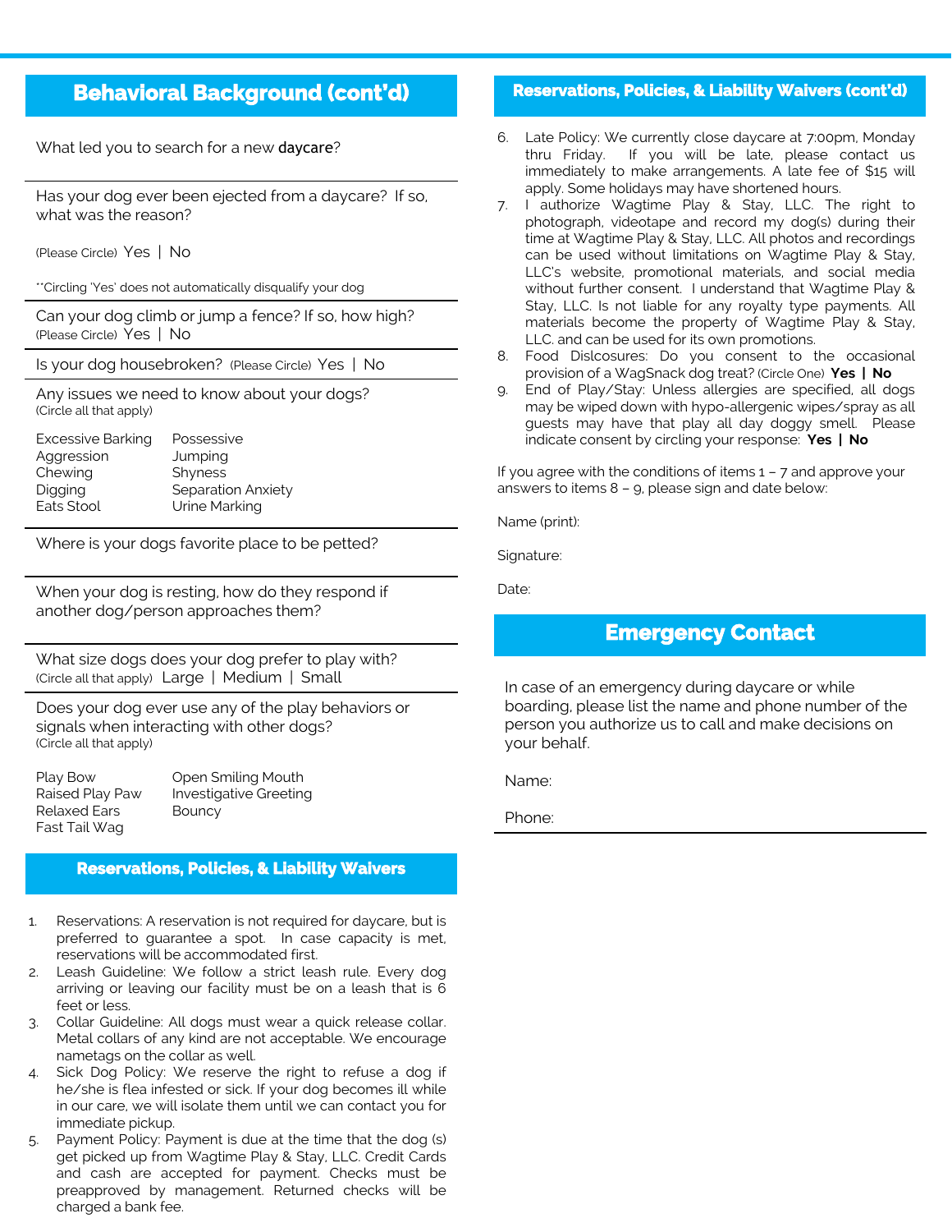## Behavioral Background (cont'd)

What led you to search for a new **daycare**?

Has your dog ever been ejected from a daycare? If so, what was the reason?

(Please Circle) Yes | No

**Circling 'Yes' does not automatically disqualify your dog

Can your dog climb or jump a fence? If so, how high?
(Please Circle) Yes | No

Is your dog housebroken? (Please Circle) Yes | No

Any issues we need to know about your dogs?
(Circle all that apply)

| | |
|---|---|
| Excessive Barking | Possessive |
| Aggression | Jumping |
| Chewing | Shyness |
| Digging | Separation Anxiety |
| Eats Stool | Urine Marking |

Where is your dogs favorite place to be petted?

When your dog is resting, how do they respond if another dog/person approaches them?

What size dogs does your dog prefer to play with?
(Circle all that apply) Large | Medium | Small

Does your dog ever use any of the play behaviors or signals when interacting with other dogs?
(Circle all that apply)

| | |
|---|---|
| Play Bow | Open Smiling Mouth |
| Raised Play Paw | Investigative Greeting |
| Relaxed Ears | Bouncy |
| Fast Tail Wag | |

## Reservations, Policies, & Liability Waivers

1. Reservations: A reservation is not required for daycare, but is preferred to guarantee a spot. In case capacity is met, reservations will be accommodated first.
2. Leash Guideline: We follow a strict leash rule. Every dog arriving or leaving our facility must be on a leash that is 6 feet or less.
3. Collar Guideline: All dogs must wear a quick release collar. Metal collars of any kind are not acceptable. We encourage nametags on the collar as well.
4. Sick Dog Policy: We reserve the right to refuse a dog if he/she is flea infested or sick. If your dog becomes ill while in our care, we will isolate them until we can contact you for immediate pickup.
5. Payment Policy: Payment is due at the time that the dog (s) get picked up from Wagtime Play & Stay, LLC. Credit Cards and cash are accepted for payment. Checks must be preapproved by management. Returned checks will be charged a bank fee.

## Reservations, Policies, & Liability Waivers (cont'd)

6. Late Policy: We currently close daycare at 7:00pm, Monday thru Friday. If you will be late, please contact us immediately to make arrangements. A late fee of $15 will apply. Some holidays may have shortened hours.
7. I authorize Wagtime Play & Stay, LLC. The right to photograph, videotape and record my dog(s) during their time at Wagtime Play & Stay, LLC. All photos and recordings can be used without limitations on Wagtime Play & Stay, LLC's website, promotional materials, and social media without further consent. I understand that Wagtime Play & Stay, LLC. Is not liable for any royalty type payments. All materials become the property of Wagtime Play & Stay, LLC. and can be used for its own promotions.
8. Food Dislcosures: Do you consent to the occasional provision of a WagSnack dog treat? (Circle One) **Yes | No**
9. End of Play/Stay: Unless allergies are specified, all dogs may be wiped down with hypo-allergenic wipes/spray as all guests may have that play all day doggy smell. Please indicate consent by circling your response: **Yes | No**

If you agree with the conditions of items 1 – 7 and approve your answers to items 8 – 9, please sign and date below:

Name (print):

Signature:

Date:

## Emergency Contact

In case of an emergency during daycare or while boarding, please list the name and phone number of the person you authorize us to call and make decisions on your behalf.

Name:

Phone: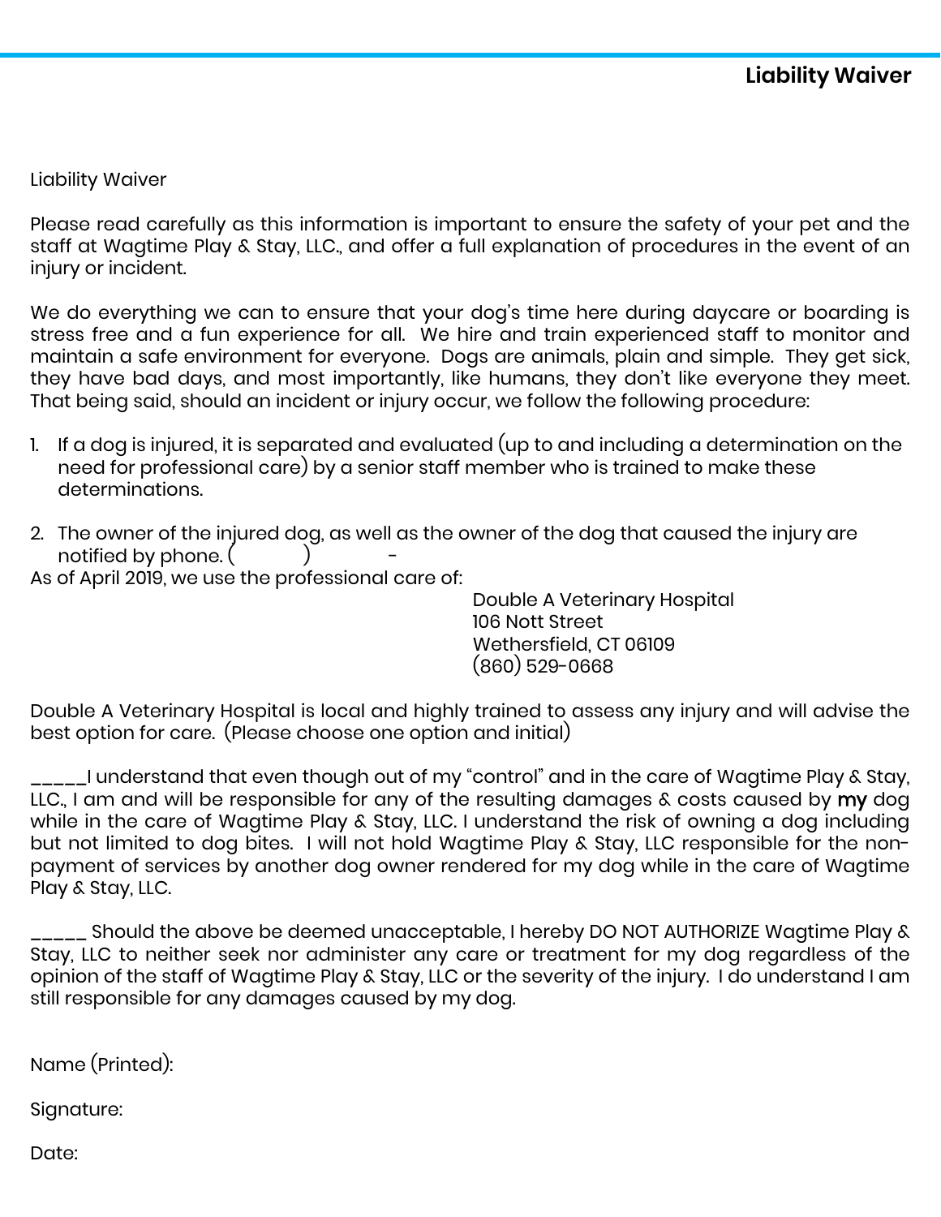**Liability Waiver**

Liability Waiver

Please read carefully as this information is important to ensure the safety of your pet and the staff at Wagtime Play & Stay, LLC., and offer a full explanation of procedures in the event of an injury or incident.

We do everything we can to ensure that your dog's time here during daycare or boarding is stress free and a fun experience for all. We hire and train experienced staff to monitor and maintain a safe environment for everyone. Dogs are animals, plain and simple. They get sick, they have bad days, and most importantly, like humans, they don't like everyone they meet. That being said, should an incident or injury occur, we follow the following procedure:

1. If a dog is injured, it is separated and evaluated (up to and including a determination on the need for professional care) by a senior staff member who is trained to make these determinations.

2. The owner of the injured dog, as well as the owner of the dog that caused the injury are notified by phone. (          )          -

As of April 2019, we use the professional care of:

Double A Veterinary Hospital
106 Nott Street
Wethersfield, CT 06109
(860) 529-0668

Double A Veterinary Hospital is local and highly trained to assess any injury and will advise the best option for care. (Please choose one option and initial)

_____I understand that even though out of my "control" and in the care of Wagtime Play & Stay, LLC., I am and will be responsible for any of the resulting damages & costs caused by **my** dog while in the care of Wagtime Play & Stay, LLC. I understand the risk of owning a dog including but not limited to dog bites. I will not hold Wagtime Play & Stay, LLC responsible for the non-payment of services by another dog owner rendered for my dog while in the care of Wagtime Play & Stay, LLC.

_____ Should the above be deemed unacceptable, I hereby DO NOT AUTHORIZE Wagtime Play & Stay, LLC to neither seek nor administer any care or treatment for my dog regardless of the opinion of the staff of Wagtime Play & Stay, LLC or the severity of the injury. I do understand I am still responsible for any damages caused by my dog.

Name (Printed):

Signature:

Date: